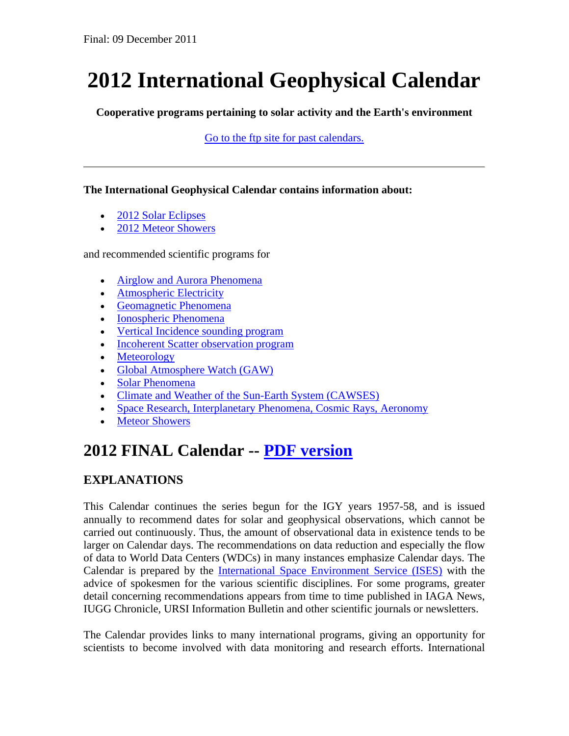Final: 09 December 2011

# 2012 International Geophysical Calendar

**Cooperative programs pertaining to solar activity and the Earth's environment**

[Go to the ftp site for past calendars.]

---

**The International Geophysical Calendar contains information about:**

- 2012 Solar Eclipses
- 2012 Meteor Showers

and recommended scientific programs for

- Airglow and Aurora Phenomena
- Atmospheric Electricity
- Geomagnetic Phenomena
- Ionospheric Phenomena
- Vertical Incidence sounding program
- Incoherent Scatter observation program
- Meteorology
- Global Atmosphere Watch (GAW)
- Solar Phenomena
- Climate and Weather of the Sun-Earth System (CAWSES)
- Space Research, Interplanetary Phenomena, Cosmic Rays, Aeronomy
- Meteor Showers

## 2012 FINAL Calendar -- PDF version

### EXPLANATIONS

This Calendar continues the series begun for the IGY years 1957-58, and is issued annually to recommend dates for solar and geophysical observations, which cannot be carried out continuously. Thus, the amount of observational data in existence tends to be larger on Calendar days. The recommendations on data reduction and especially the flow of data to World Data Centers (WDCs) in many instances emphasize Calendar days. The Calendar is prepared by the International Space Environment Service (ISES) with the advice of spokesmen for the various scientific disciplines. For some programs, greater detail concerning recommendations appears from time to time published in IAGA News, IUGG Chronicle, URSI Information Bulletin and other scientific journals or newsletters.

The Calendar provides links to many international programs, giving an opportunity for scientists to become involved with data monitoring and research efforts. International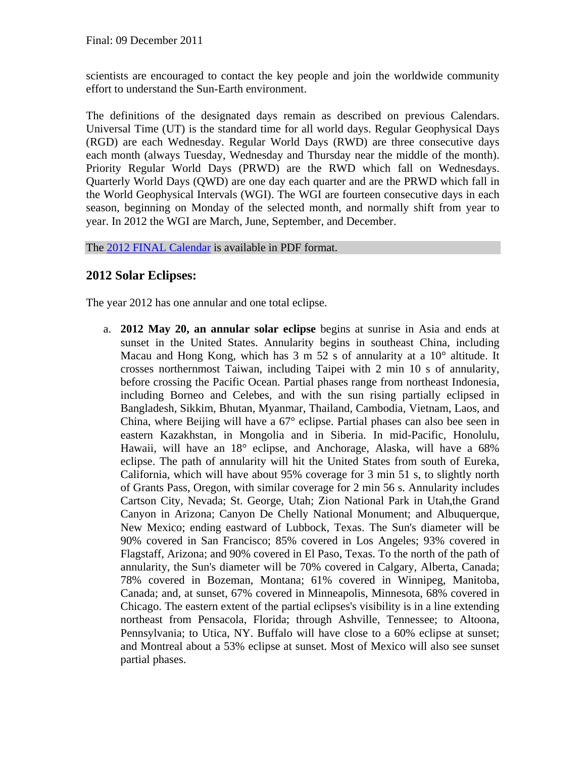scientists are encouraged to contact the key people and join the worldwide community effort to understand the Sun-Earth environment.

The definitions of the designated days remain as described on previous Calendars. Universal Time (UT) is the standard time for all world days. Regular Geophysical Days (RGD) are each Wednesday. Regular World Days (RWD) are three consecutive days each month (always Tuesday, Wednesday and Thursday near the middle of the month). Priority Regular World Days (PRWD) are the RWD which fall on Wednesdays. Quarterly World Days (QWD) are one day each quarter and are the PRWD which fall in the World Geophysical Intervals (WGI). The WGI are fourteen consecutive days in each season, beginning on Monday of the selected month, and normally shift from year to year. In 2012 the WGI are March, June, September, and December.

The 2012 FINAL Calendar is available in PDF format.

## 2012 Solar Eclipses:

The year 2012 has one annual and one total eclipse.

a. **2012 May 20, an annular solar eclipse** begins at sunrise in Asia and ends at sunset in the United States. Annularity begins in southeast China, including Macau and Hong Kong, which has 3 m 52 s of annularity at a 10° altitude. It crosses northernmost Taiwan, including Taipei with 2 min 10 s of annularity, before crossing the Pacific Ocean. Partial phases range from northeast Indonesia, including Borneo and Celebes, and with the sun rising partially eclipsed in Bangladesh, Sikkim, Bhutan, Myanmar, Thailand, Cambodia, Vietnam, Laos, and China, where Beijing will have a 67° eclipse. Partial phases can also bee seen in eastern Kazakhstan, in Mongolia and in Siberia. In mid-Pacific, Honolulu, Hawaii, will have an 18° eclipse, and Anchorage, Alaska, will have a 68% eclipse. The path of annularity will hit the United States from south of Eureka, California, which will have about 95% coverage for 3 min 51 s, to slightly north of Grants Pass, Oregon, with similar coverage for 2 min 56 s. Annularity includes Cartson City, Nevada; St. George, Utah; Zion National Park in Utah,the Grand Canyon in Arizona; Canyon De Chelly National Monument; and Albuquerque, New Mexico; ending eastward of Lubbock, Texas. The Sun's diameter will be 90% covered in San Francisco; 85% covered in Los Angeles; 93% covered in Flagstaff, Arizona; and 90% covered in El Paso, Texas. To the north of the path of annularity, the Sun's diameter will be 70% covered in Calgary, Alberta, Canada; 78% covered in Bozeman, Montana; 61% covered in Winnipeg, Manitoba, Canada; and, at sunset, 67% covered in Minneapolis, Minnesota, 68% covered in Chicago. The eastern extent of the partial eclipses's visibility is in a line extending northeast from Pensacola, Florida; through Ashville, Tennessee; to Altoona, Pennsylvania; to Utica, NY. Buffalo will have close to a 60% eclipse at sunset; and Montreal about a 53% eclipse at sunset. Most of Mexico will also see sunset partial phases.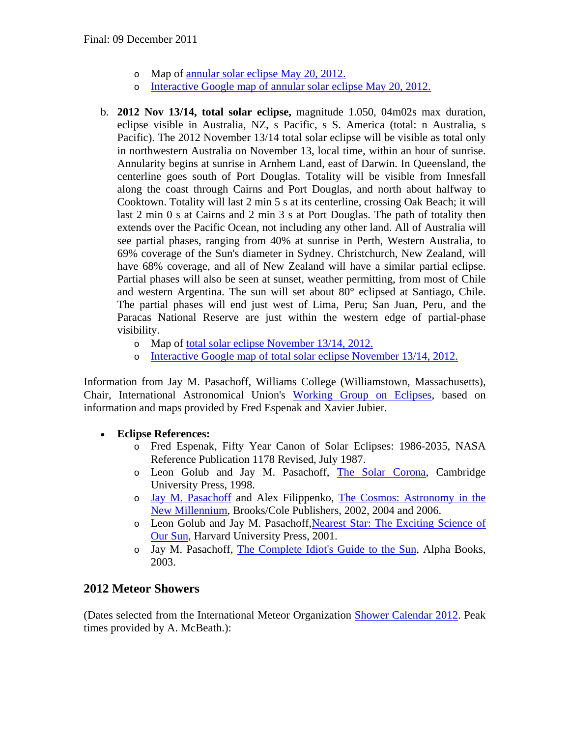Final: 09 December 2011

- Map of annular solar eclipse May 20, 2012.
- Interactive Google map of annular solar eclipse May 20, 2012.

b. **2012 Nov 13/14, total solar eclipse,** magnitude 1.050, 04m02s max duration, eclipse visible in Australia, NZ, s Pacific, s S. America (total: n Australia, s Pacific). The 2012 November 13/14 total solar eclipse will be visible as total only in northwestern Australia on November 13, local time, within an hour of sunrise. Annularity begins at sunrise in Arnhem Land, east of Darwin. In Queensland, the centerline goes south of Port Douglas. Totality will be visible from Innesfall along the coast through Cairns and Port Douglas, and north about halfway to Cooktown. Totality will last 2 min 5 s at its centerline, crossing Oak Beach; it will last 2 min 0 s at Cairns and 2 min 3 s at Port Douglas. The path of totality then extends over the Pacific Ocean, not including any other land. All of Australia will see partial phases, ranging from 40% at sunrise in Perth, Western Australia, to 69% coverage of the Sun's diameter in Sydney. Christchurch, New Zealand, will have 68% coverage, and all of New Zealand will have a similar partial eclipse. Partial phases will also be seen at sunset, weather permitting, from most of Chile and western Argentina. The sun will set about 80° eclipsed at Santiago, Chile. The partial phases will end just west of Lima, Peru; San Juan, Peru, and the Paracas National Reserve are just within the western edge of partial-phase visibility.

- Map of total solar eclipse November 13/14, 2012.
- Interactive Google map of total solar eclipse November 13/14, 2012.

Information from Jay M. Pasachoff, Williams College (Williamstown, Massachusetts), Chair, International Astronomical Union's Working Group on Eclipses, based on information and maps provided by Fred Espenak and Xavier Jubier.

- **Eclipse References:**
  - Fred Espenak, Fifty Year Canon of Solar Eclipses: 1986-2035, NASA Reference Publication 1178 Revised, July 1987.
  - Leon Golub and Jay M. Pasachoff, The Solar Corona, Cambridge University Press, 1998.
  - Jay M. Pasachoff and Alex Filippenko, The Cosmos: Astronomy in the New Millennium, Brooks/Cole Publishers, 2002, 2004 and 2006.
  - Leon Golub and Jay M. Pasachoff, Nearest Star: The Exciting Science of Our Sun, Harvard University Press, 2001.
  - Jay M. Pasachoff, The Complete Idiot's Guide to the Sun, Alpha Books, 2003.

## 2012 Meteor Showers

(Dates selected from the International Meteor Organization Shower Calendar 2012. Peak times provided by A. McBeath.):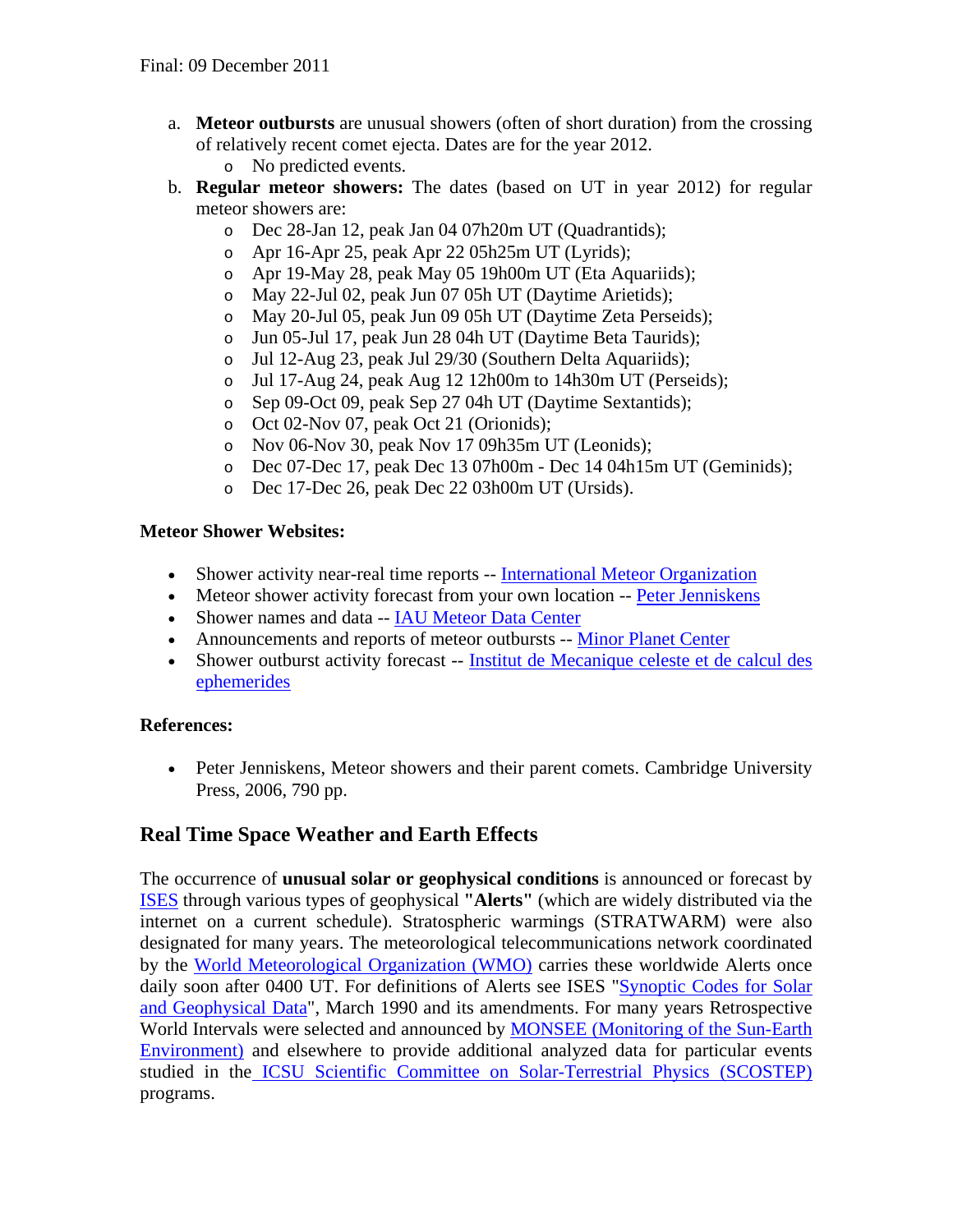Final: 09 December 2011

a. **Meteor outbursts** are unusual showers (often of short duration) from the crossing of relatively recent comet ejecta. Dates are for the year 2012.
    - No predicted events.
b. **Regular meteor showers:** The dates (based on UT in year 2012) for regular meteor showers are:
    - Dec 28-Jan 12, peak Jan 04 07h20m UT (Quadrantids);
    - Apr 16-Apr 25, peak Apr 22 05h25m UT (Lyrids);
    - Apr 19-May 28, peak May 05 19h00m UT (Eta Aquariids);
    - May 22-Jul 02, peak Jun 07 05h UT (Daytime Arietids);
    - May 20-Jul 05, peak Jun 09 05h UT (Daytime Zeta Perseids);
    - Jun 05-Jul 17, peak Jun 28 04h UT (Daytime Beta Taurids);
    - Jul 12-Aug 23, peak Jul 29/30 (Southern Delta Aquariids);
    - Jul 17-Aug 24, peak Aug 12 12h00m to 14h30m UT (Perseids);
    - Sep 09-Oct 09, peak Sep 27 04h UT (Daytime Sextantids);
    - Oct 02-Nov 07, peak Oct 21 (Orionids);
    - Nov 06-Nov 30, peak Nov 17 09h35m UT (Leonids);
    - Dec 07-Dec 17, peak Dec 13 07h00m - Dec 14 04h15m UT (Geminids);
    - Dec 17-Dec 26, peak Dec 22 03h00m UT (Ursids).

**Meteor Shower Websites:**

- Shower activity near-real time reports -- International Meteor Organization
- Meteor shower activity forecast from your own location -- Peter Jenniskens
- Shower names and data -- IAU Meteor Data Center
- Announcements and reports of meteor outbursts -- Minor Planet Center
- Shower outburst activity forecast -- Institut de Mecanique celeste et de calcul des ephemerides

**References:**

- Peter Jenniskens, Meteor showers and their parent comets. Cambridge University Press, 2006, 790 pp.

## Real Time Space Weather and Earth Effects

The occurrence of **unusual solar or geophysical conditions** is announced or forecast by ISES through various types of geophysical **"Alerts"** (which are widely distributed via the internet on a current schedule). Stratospheric warmings (STRATWARM) were also designated for many years. The meteorological telecommunications network coordinated by the World Meteorological Organization (WMO) carries these worldwide Alerts once daily soon after 0400 UT. For definitions of Alerts see ISES "Synoptic Codes for Solar and Geophysical Data", March 1990 and its amendments. For many years Retrospective World Intervals were selected and announced by MONSEE (Monitoring of the Sun-Earth Environment) and elsewhere to provide additional analyzed data for particular events studied in the ICSU Scientific Committee on Solar-Terrestrial Physics (SCOSTEP) programs.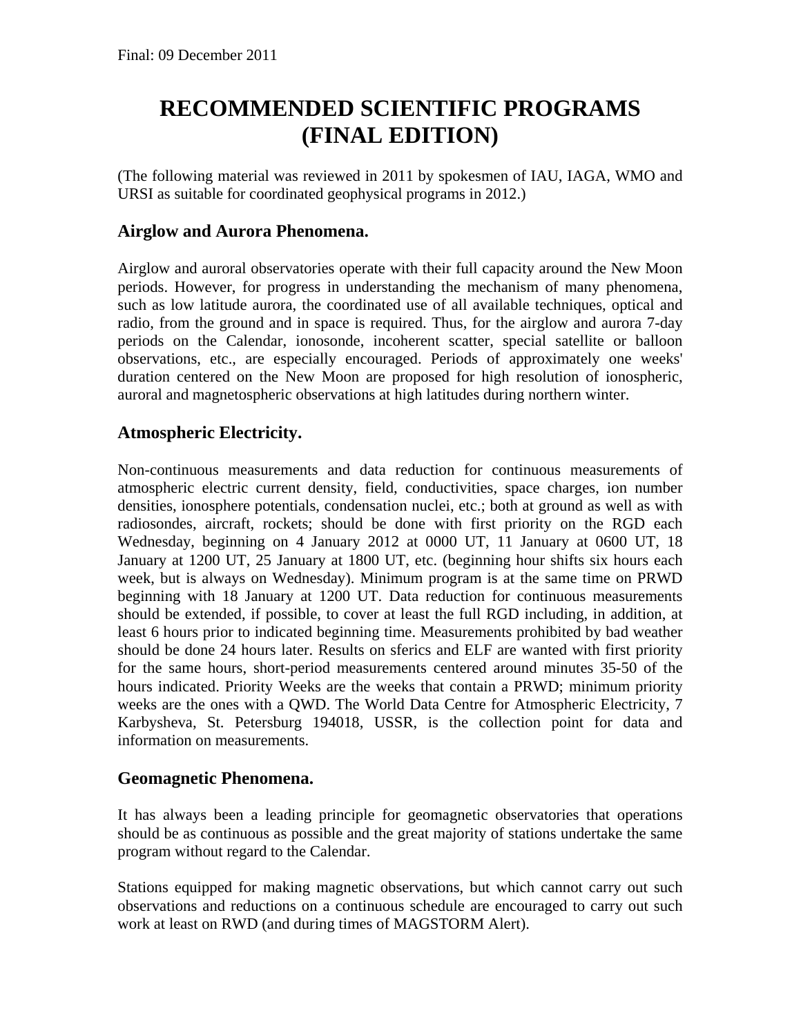Final: 09 December 2011

# RECOMMENDED SCIENTIFIC PROGRAMS (FINAL EDITION)

(The following material was reviewed in 2011 by spokesmen of IAU, IAGA, WMO and URSI as suitable for coordinated geophysical programs in 2012.)

## Airglow and Aurora Phenomena.

Airglow and auroral observatories operate with their full capacity around the New Moon periods. However, for progress in understanding the mechanism of many phenomena, such as low latitude aurora, the coordinated use of all available techniques, optical and radio, from the ground and in space is required. Thus, for the airglow and aurora 7-day periods on the Calendar, ionosonde, incoherent scatter, special satellite or balloon observations, etc., are especially encouraged. Periods of approximately one weeks' duration centered on the New Moon are proposed for high resolution of ionospheric, auroral and magnetospheric observations at high latitudes during northern winter.

## Atmospheric Electricity.

Non-continuous measurements and data reduction for continuous measurements of atmospheric electric current density, field, conductivities, space charges, ion number densities, ionosphere potentials, condensation nuclei, etc.; both at ground as well as with radiosondes, aircraft, rockets; should be done with first priority on the RGD each Wednesday, beginning on 4 January 2012 at 0000 UT, 11 January at 0600 UT, 18 January at 1200 UT, 25 January at 1800 UT, etc. (beginning hour shifts six hours each week, but is always on Wednesday). Minimum program is at the same time on PRWD beginning with 18 January at 1200 UT. Data reduction for continuous measurements should be extended, if possible, to cover at least the full RGD including, in addition, at least 6 hours prior to indicated beginning time. Measurements prohibited by bad weather should be done 24 hours later. Results on sferics and ELF are wanted with first priority for the same hours, short-period measurements centered around minutes 35-50 of the hours indicated. Priority Weeks are the weeks that contain a PRWD; minimum priority weeks are the ones with a QWD. The World Data Centre for Atmospheric Electricity, 7 Karbysheva, St. Petersburg 194018, USSR, is the collection point for data and information on measurements.

## Geomagnetic Phenomena.

It has always been a leading principle for geomagnetic observatories that operations should be as continuous as possible and the great majority of stations undertake the same program without regard to the Calendar.

Stations equipped for making magnetic observations, but which cannot carry out such observations and reductions on a continuous schedule are encouraged to carry out such work at least on RWD (and during times of MAGSTORM Alert).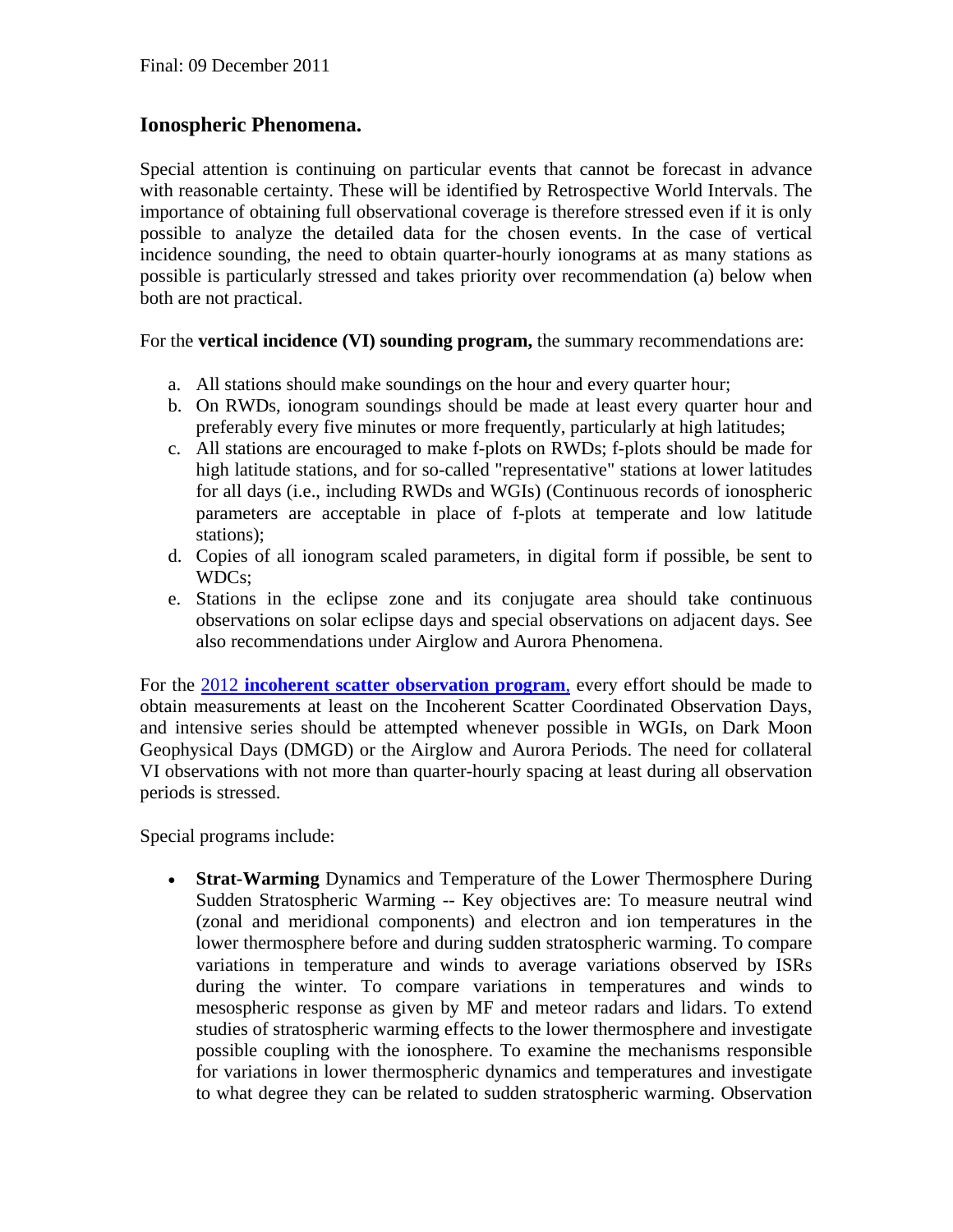Final: 09 December 2011

## Ionospheric Phenomena.

Special attention is continuing on particular events that cannot be forecast in advance with reasonable certainty. These will be identified by Retrospective World Intervals. The importance of obtaining full observational coverage is therefore stressed even if it is only possible to analyze the detailed data for the chosen events. In the case of vertical incidence sounding, the need to obtain quarter-hourly ionograms at as many stations as possible is particularly stressed and takes priority over recommendation (a) below when both are not practical.

For the **vertical incidence (VI) sounding program,** the summary recommendations are:

a. All stations should make soundings on the hour and every quarter hour;
b. On RWDs, ionogram soundings should be made at least every quarter hour and preferably every five minutes or more frequently, particularly at high latitudes;
c. All stations are encouraged to make f-plots on RWDs; f-plots should be made for high latitude stations, and for so-called "representative" stations at lower latitudes for all days (i.e., including RWDs and WGIs) (Continuous records of ionospheric parameters are acceptable in place of f-plots at temperate and low latitude stations);
d. Copies of all ionogram scaled parameters, in digital form if possible, be sent to WDCs;
e. Stations in the eclipse zone and its conjugate area should take continuous observations on solar eclipse days and special observations on adjacent days. See also recommendations under Airglow and Aurora Phenomena.

For the 2012 **incoherent scatter observation program**, every effort should be made to obtain measurements at least on the Incoherent Scatter Coordinated Observation Days, and intensive series should be attempted whenever possible in WGIs, on Dark Moon Geophysical Days (DMGD) or the Airglow and Aurora Periods. The need for collateral VI observations with not more than quarter-hourly spacing at least during all observation periods is stressed.

Special programs include:

- **Strat-Warming** Dynamics and Temperature of the Lower Thermosphere During Sudden Stratospheric Warming -- Key objectives are: To measure neutral wind (zonal and meridional components) and electron and ion temperatures in the lower thermosphere before and during sudden stratospheric warming. To compare variations in temperature and winds to average variations observed by ISRs during the winter. To compare variations in temperatures and winds to mesospheric response as given by MF and meteor radars and lidars. To extend studies of stratospheric warming effects to the lower thermosphere and investigate possible coupling with the ionosphere. To examine the mechanisms responsible for variations in lower thermospheric dynamics and temperatures and investigate to what degree they can be related to sudden stratospheric warming. Observation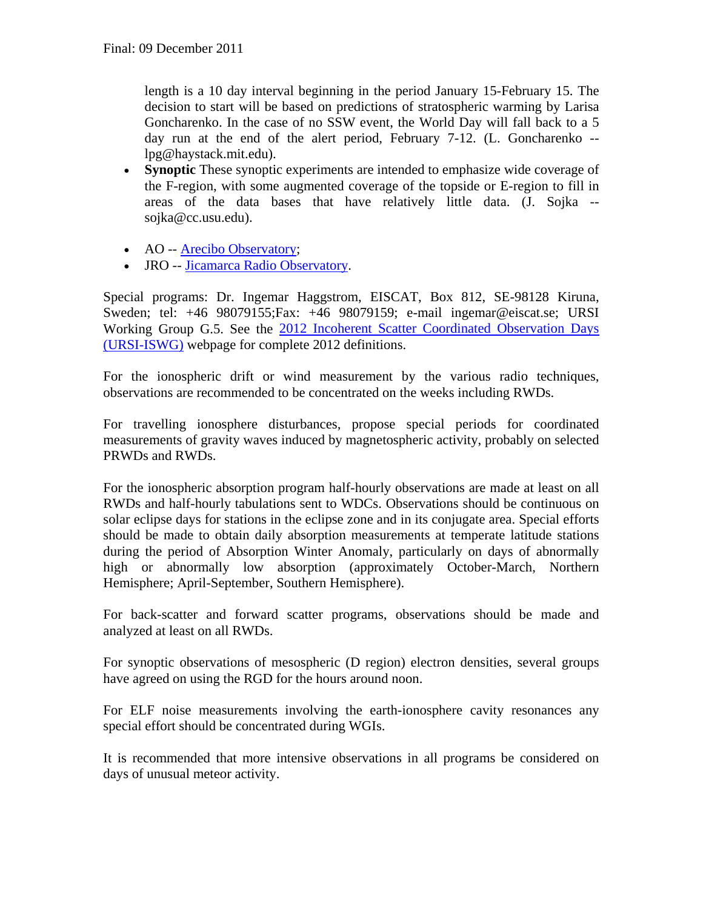length is a 10 day interval beginning in the period January 15-February 15. The decision to start will be based on predictions of stratospheric warming by Larisa Goncharenko. In the case of no SSW event, the World Day will fall back to a 5 day run at the end of the alert period, February 7-12. (L. Goncharenko -- lpg@haystack.mit.edu).

- **Synoptic** These synoptic experiments are intended to emphasize wide coverage of the F-region, with some augmented coverage of the topside or E-region to fill in areas of the data bases that have relatively little data. (J. Sojka -- sojka@cc.usu.edu).

- AO -- Arecibo Observatory;
- JRO -- Jicamarca Radio Observatory.

Special programs: Dr. Ingemar Haggstrom, EISCAT, Box 812, SE-98128 Kiruna, Sweden; tel: +46 98079155;Fax: +46 98079159; e-mail ingemar@eiscat.se; URSI Working Group G.5. See the 2012 Incoherent Scatter Coordinated Observation Days (URSI-ISWG) webpage for complete 2012 definitions.

For the ionospheric drift or wind measurement by the various radio techniques, observations are recommended to be concentrated on the weeks including RWDs.

For travelling ionosphere disturbances, propose special periods for coordinated measurements of gravity waves induced by magnetospheric activity, probably on selected PRWDs and RWDs.

For the ionospheric absorption program half-hourly observations are made at least on all RWDs and half-hourly tabulations sent to WDCs. Observations should be continuous on solar eclipse days for stations in the eclipse zone and in its conjugate area. Special efforts should be made to obtain daily absorption measurements at temperate latitude stations during the period of Absorption Winter Anomaly, particularly on days of abnormally high or abnormally low absorption (approximately October-March, Northern Hemisphere; April-September, Southern Hemisphere).

For back-scatter and forward scatter programs, observations should be made and analyzed at least on all RWDs.

For synoptic observations of mesospheric (D region) electron densities, several groups have agreed on using the RGD for the hours around noon.

For ELF noise measurements involving the earth-ionosphere cavity resonances any special effort should be concentrated during WGIs.

It is recommended that more intensive observations in all programs be considered on days of unusual meteor activity.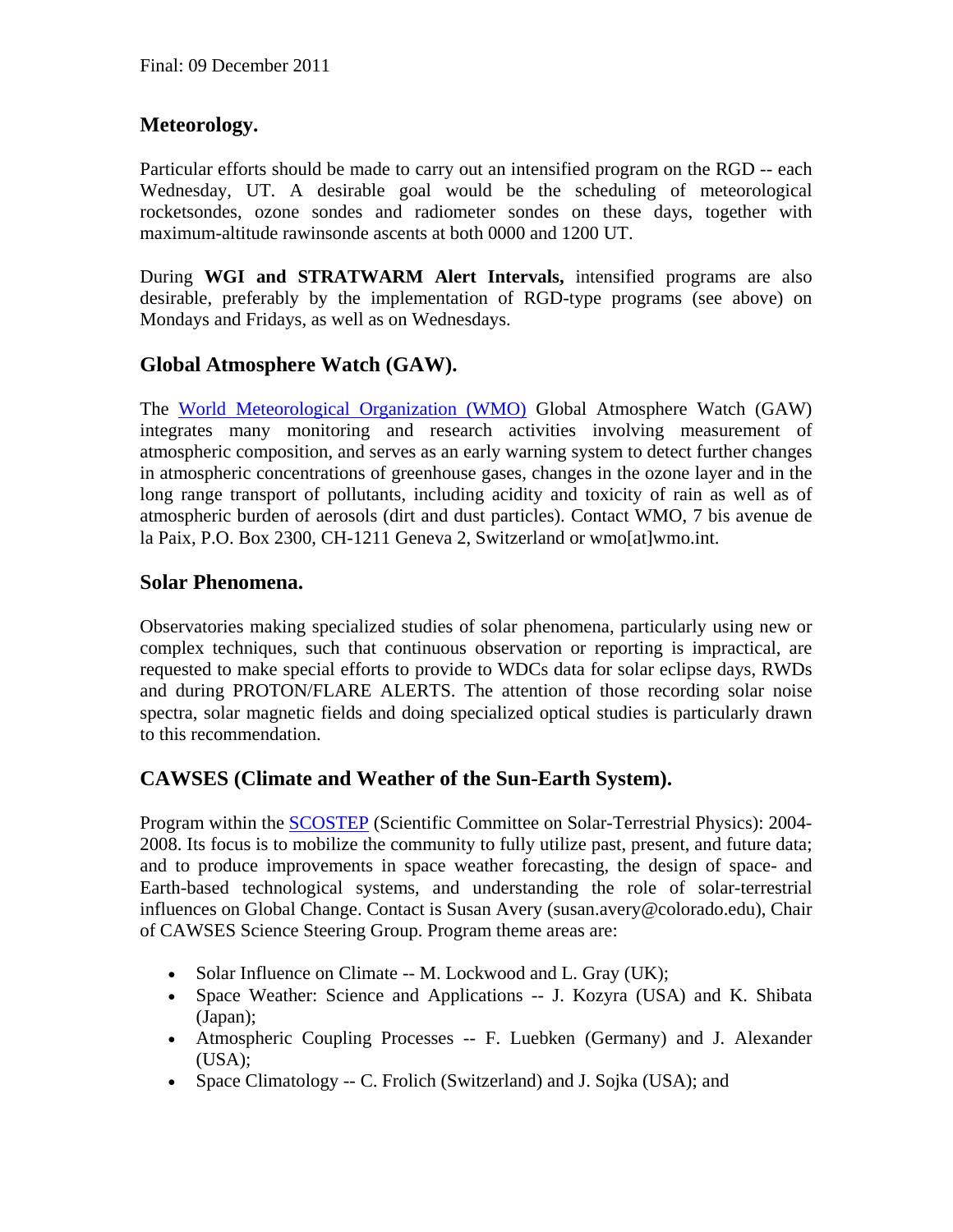Final: 09 December 2011

## Meteorology.

Particular efforts should be made to carry out an intensified program on the RGD -- each Wednesday, UT. A desirable goal would be the scheduling of meteorological rocketsondes, ozone sondes and radiometer sondes on these days, together with maximum-altitude rawinsonde ascents at both 0000 and 1200 UT.

During **WGI and STRATWARM Alert Intervals,** intensified programs are also desirable, preferably by the implementation of RGD-type programs (see above) on Mondays and Fridays, as well as on Wednesdays.

## Global Atmosphere Watch (GAW).

The World Meteorological Organization (WMO) Global Atmosphere Watch (GAW) integrates many monitoring and research activities involving measurement of atmospheric composition, and serves as an early warning system to detect further changes in atmospheric concentrations of greenhouse gases, changes in the ozone layer and in the long range transport of pollutants, including acidity and toxicity of rain as well as of atmospheric burden of aerosols (dirt and dust particles). Contact WMO, 7 bis avenue de la Paix, P.O. Box 2300, CH-1211 Geneva 2, Switzerland or wmo[at]wmo.int.

## Solar Phenomena.

Observatories making specialized studies of solar phenomena, particularly using new or complex techniques, such that continuous observation or reporting is impractical, are requested to make special efforts to provide to WDCs data for solar eclipse days, RWDs and during PROTON/FLARE ALERTS. The attention of those recording solar noise spectra, solar magnetic fields and doing specialized optical studies is particularly drawn to this recommendation.

## CAWSES (Climate and Weather of the Sun-Earth System).

Program within the SCOSTEP (Scientific Committee on Solar-Terrestrial Physics): 2004-2008. Its focus is to mobilize the community to fully utilize past, present, and future data; and to produce improvements in space weather forecasting, the design of space- and Earth-based technological systems, and understanding the role of solar-terrestrial influences on Global Change. Contact is Susan Avery (susan.avery@colorado.edu), Chair of CAWSES Science Steering Group. Program theme areas are:

- Solar Influence on Climate -- M. Lockwood and L. Gray (UK);
- Space Weather: Science and Applications -- J. Kozyra (USA) and K. Shibata (Japan);
- Atmospheric Coupling Processes -- F. Luebken (Germany) and J. Alexander (USA);
- Space Climatology -- C. Frolich (Switzerland) and J. Sojka (USA); and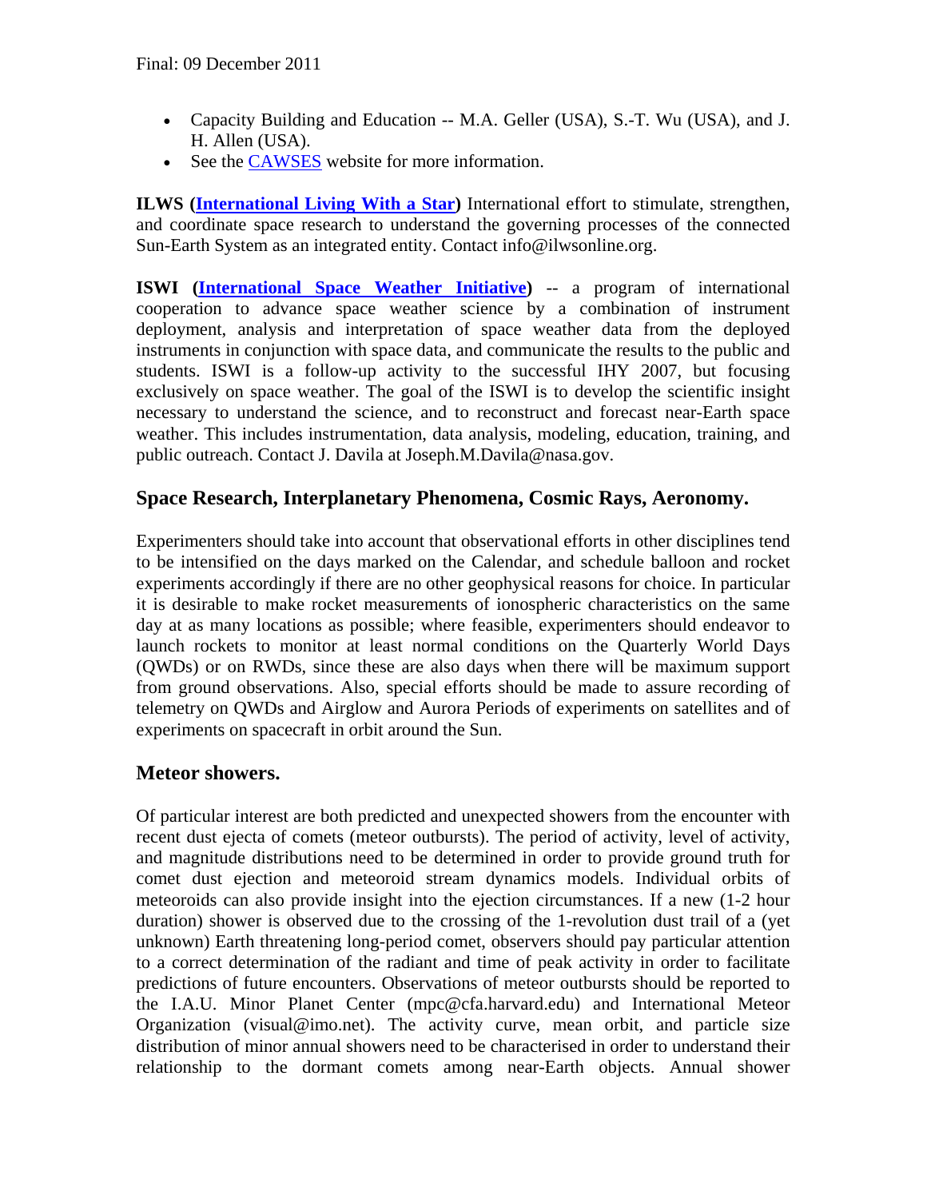- Capacity Building and Education -- M.A. Geller (USA), S.-T. Wu (USA), and J. H. Allen (USA).
- See the CAWSES website for more information.

**ILWS (International Living With a Star)** International effort to stimulate, strengthen, and coordinate space research to understand the governing processes of the connected Sun-Earth System as an integrated entity. Contact info@ilwsonline.org.

**ISWI (International Space Weather Initiative)** -- a program of international cooperation to advance space weather science by a combination of instrument deployment, analysis and interpretation of space weather data from the deployed instruments in conjunction with space data, and communicate the results to the public and students. ISWI is a follow-up activity to the successful IHY 2007, but focusing exclusively on space weather. The goal of the ISWI is to develop the scientific insight necessary to understand the science, and to reconstruct and forecast near-Earth space weather. This includes instrumentation, data analysis, modeling, education, training, and public outreach. Contact J. Davila at Joseph.M.Davila@nasa.gov.

## Space Research, Interplanetary Phenomena, Cosmic Rays, Aeronomy.

Experimenters should take into account that observational efforts in other disciplines tend to be intensified on the days marked on the Calendar, and schedule balloon and rocket experiments accordingly if there are no other geophysical reasons for choice. In particular it is desirable to make rocket measurements of ionospheric characteristics on the same day at as many locations as possible; where feasible, experimenters should endeavor to launch rockets to monitor at least normal conditions on the Quarterly World Days (QWDs) or on RWDs, since these are also days when there will be maximum support from ground observations. Also, special efforts should be made to assure recording of telemetry on QWDs and Airglow and Aurora Periods of experiments on satellites and of experiments on spacecraft in orbit around the Sun.

## Meteor showers.

Of particular interest are both predicted and unexpected showers from the encounter with recent dust ejecta of comets (meteor outbursts). The period of activity, level of activity, and magnitude distributions need to be determined in order to provide ground truth for comet dust ejection and meteoroid stream dynamics models. Individual orbits of meteoroids can also provide insight into the ejection circumstances. If a new (1-2 hour duration) shower is observed due to the crossing of the 1-revolution dust trail of a (yet unknown) Earth threatening long-period comet, observers should pay particular attention to a correct determination of the radiant and time of peak activity in order to facilitate predictions of future encounters. Observations of meteor outbursts should be reported to the I.A.U. Minor Planet Center (mpc@cfa.harvard.edu) and International Meteor Organization (visual@imo.net). The activity curve, mean orbit, and particle size distribution of minor annual showers need to be characterised in order to understand their relationship to the dormant comets among near-Earth objects. Annual shower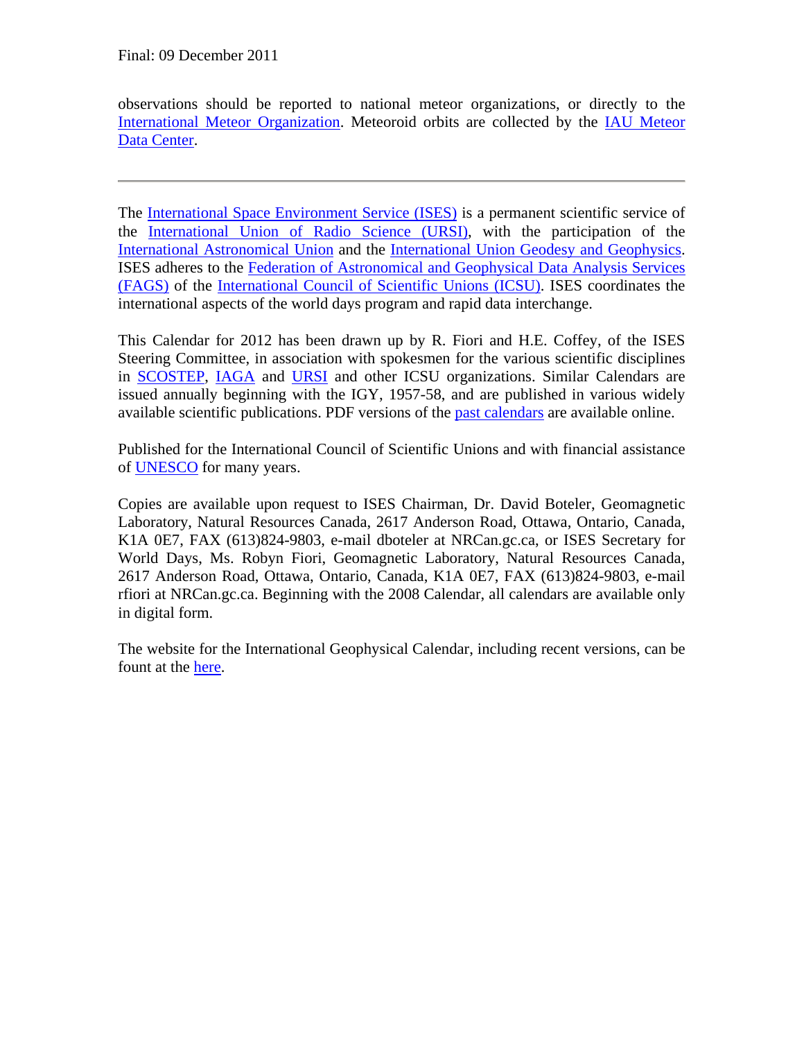observations should be reported to national meteor organizations, or directly to the International Meteor Organization. Meteoroid orbits are collected by the IAU Meteor Data Center.

---

The International Space Environment Service (ISES) is a permanent scientific service of the International Union of Radio Science (URSI), with the participation of the International Astronomical Union and the International Union Geodesy and Geophysics. ISES adheres to the Federation of Astronomical and Geophysical Data Analysis Services (FAGS) of the International Council of Scientific Unions (ICSU). ISES coordinates the international aspects of the world days program and rapid data interchange.

This Calendar for 2012 has been drawn up by R. Fiori and H.E. Coffey, of the ISES Steering Committee, in association with spokesmen for the various scientific disciplines in SCOSTEP, IAGA and URSI and other ICSU organizations. Similar Calendars are issued annually beginning with the IGY, 1957-58, and are published in various widely available scientific publications. PDF versions of the past calendars are available online.

Published for the International Council of Scientific Unions and with financial assistance of UNESCO for many years.

Copies are available upon request to ISES Chairman, Dr. David Boteler, Geomagnetic Laboratory, Natural Resources Canada, 2617 Anderson Road, Ottawa, Ontario, Canada, K1A 0E7, FAX (613)824-9803, e-mail dboteler at NRCan.gc.ca, or ISES Secretary for World Days, Ms. Robyn Fiori, Geomagnetic Laboratory, Natural Resources Canada, 2617 Anderson Road, Ottawa, Ontario, Canada, K1A 0E7, FAX (613)824-9803, e-mail rfiori at NRCan.gc.ca. Beginning with the 2008 Calendar, all calendars are available only in digital form.

The website for the International Geophysical Calendar, including recent versions, can be fount at the here.